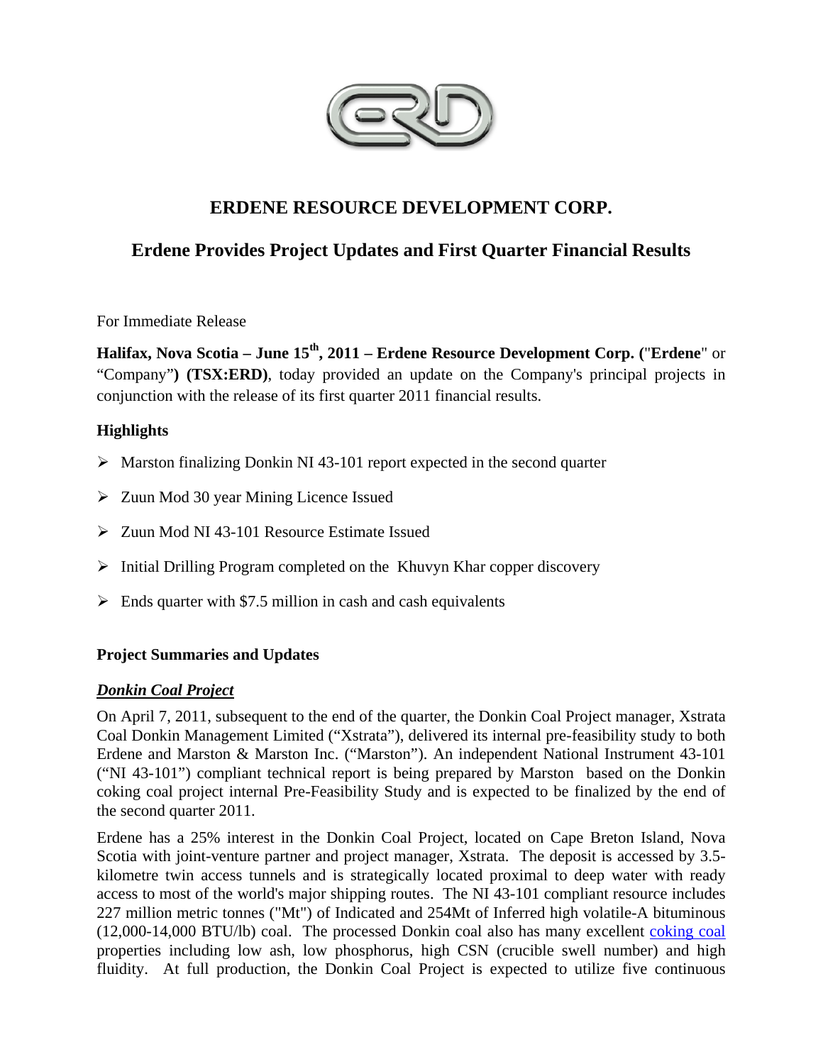# ERDENE RESOURCE DEVELOPMENT CORP.

## Erdene Provides Project Updates and First Quarter Financial Results

For Immediate Release

**Halifax, Nova Scotia – June 15th, 2011 – Erdene Resource Development Corp. (**"**Erdene**" or "Company"**) (TSX:ERD)**, today provided an update on the Company's principal projects in conjunction with the release of its first quarter 2011 financial results.

### Highlights

- Marston finalizing Donkin NI 43-101 report expected in the second quarter
- Zuun Mod 30 year Mining Licence Issued
- Zuun Mod NI 43-101 Resource Estimate Issued
- Initial Drilling Program completed on the Khuvyn Khar copper discovery
- Ends quarter with $7.5 million in cash and cash equivalents

### Project Summaries and Updates

***Donkin Coal Project***

On April 7, 2011, subsequent to the end of the quarter, the Donkin Coal Project manager, Xstrata Coal Donkin Management Limited ("Xstrata"), delivered its internal pre-feasibility study to both Erdene and Marston & Marston Inc. ("Marston"). An independent National Instrument 43-101 ("NI 43-101") compliant technical report is being prepared by Marston based on the Donkin coking coal project internal Pre-Feasibility Study and is expected to be finalized by the end of the second quarter 2011.

Erdene has a 25% interest in the Donkin Coal Project, located on Cape Breton Island, Nova Scotia with joint-venture partner and project manager, Xstrata. The deposit is accessed by 3.5-kilometre twin access tunnels and is strategically located proximal to deep water with ready access to most of the world's major shipping routes. The NI 43-101 compliant resource includes 227 million metric tonnes ("Mt") of Indicated and 254Mt of Inferred high volatile-A bituminous (12,000-14,000 BTU/lb) coal. The processed Donkin coal also has many excellent coking coal properties including low ash, low phosphorus, high CSN (crucible swell number) and high fluidity. At full production, the Donkin Coal Project is expected to utilize five continuous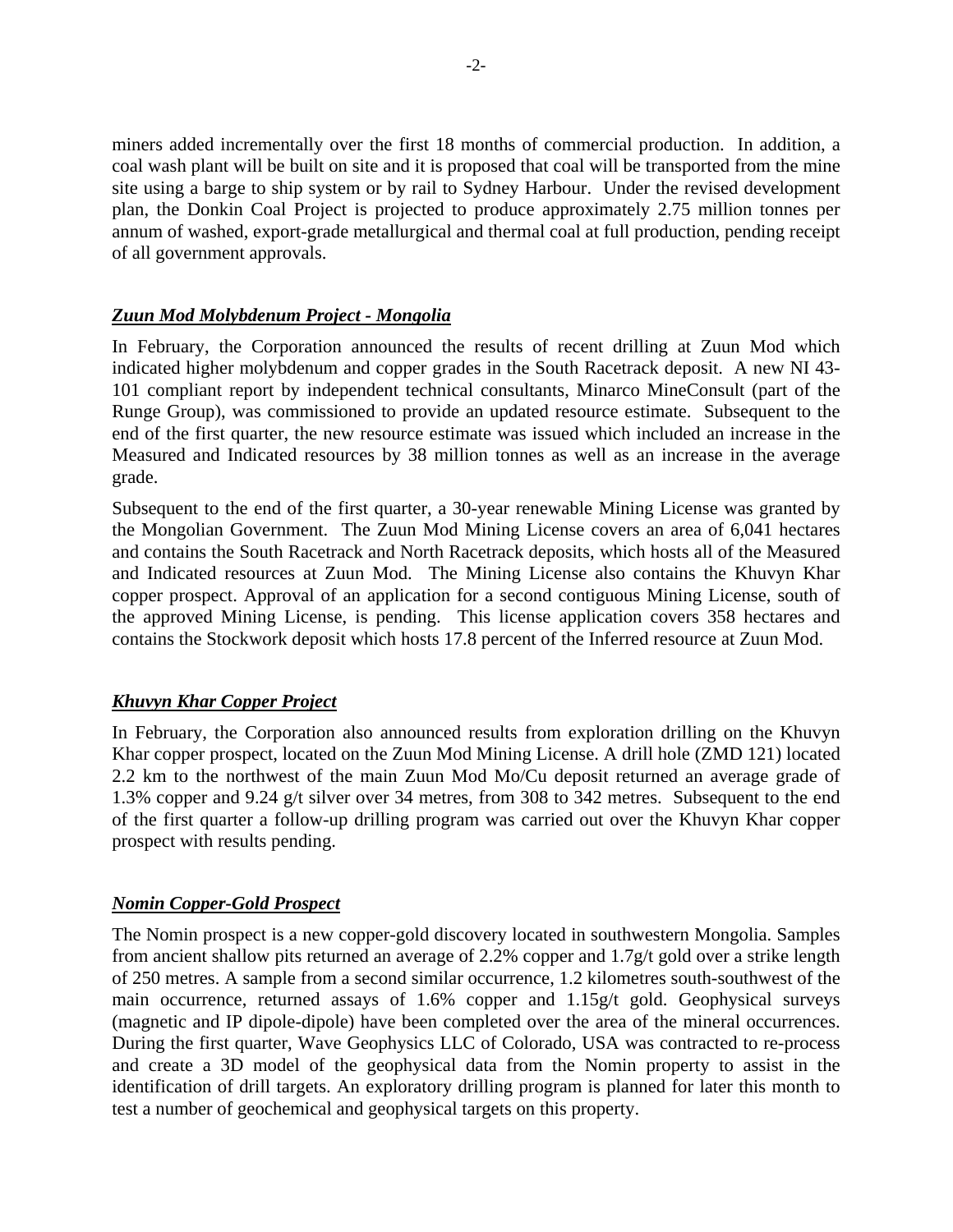miners added incrementally over the first 18 months of commercial production. In addition, a coal wash plant will be built on site and it is proposed that coal will be transported from the mine site using a barge to ship system or by rail to Sydney Harbour. Under the revised development plan, the Donkin Coal Project is projected to produce approximately 2.75 million tonnes per annum of washed, export-grade metallurgical and thermal coal at full production, pending receipt of all government approvals.

***Zuun Mod Molybdenum Project - Mongolia***

In February, the Corporation announced the results of recent drilling at Zuun Mod which indicated higher molybdenum and copper grades in the South Racetrack deposit. A new NI 43-101 compliant report by independent technical consultants, Minarco MineConsult (part of the Runge Group), was commissioned to provide an updated resource estimate. Subsequent to the end of the first quarter, the new resource estimate was issued which included an increase in the Measured and Indicated resources by 38 million tonnes as well as an increase in the average grade.

Subsequent to the end of the first quarter, a 30-year renewable Mining License was granted by the Mongolian Government. The Zuun Mod Mining License covers an area of 6,041 hectares and contains the South Racetrack and North Racetrack deposits, which hosts all of the Measured and Indicated resources at Zuun Mod. The Mining License also contains the Khuvyn Khar copper prospect. Approval of an application for a second contiguous Mining License, south of the approved Mining License, is pending. This license application covers 358 hectares and contains the Stockwork deposit which hosts 17.8 percent of the Inferred resource at Zuun Mod.

***Khuvyn Khar Copper Project***

In February, the Corporation also announced results from exploration drilling on the Khuvyn Khar copper prospect, located on the Zuun Mod Mining License. A drill hole (ZMD 121) located 2.2 km to the northwest of the main Zuun Mod Mo/Cu deposit returned an average grade of 1.3% copper and 9.24 g/t silver over 34 metres, from 308 to 342 metres. Subsequent to the end of the first quarter a follow-up drilling program was carried out over the Khuvyn Khar copper prospect with results pending.

***Nomin Copper-Gold Prospect***

The Nomin prospect is a new copper-gold discovery located in southwestern Mongolia. Samples from ancient shallow pits returned an average of 2.2% copper and 1.7g/t gold over a strike length of 250 metres. A sample from a second similar occurrence, 1.2 kilometres south-southwest of the main occurrence, returned assays of 1.6% copper and 1.15g/t gold. Geophysical surveys (magnetic and IP dipole-dipole) have been completed over the area of the mineral occurrences. During the first quarter, Wave Geophysics LLC of Colorado, USA was contracted to re-process and create a 3D model of the geophysical data from the Nomin property to assist in the identification of drill targets. An exploratory drilling program is planned for later this month to test a number of geochemical and geophysical targets on this property.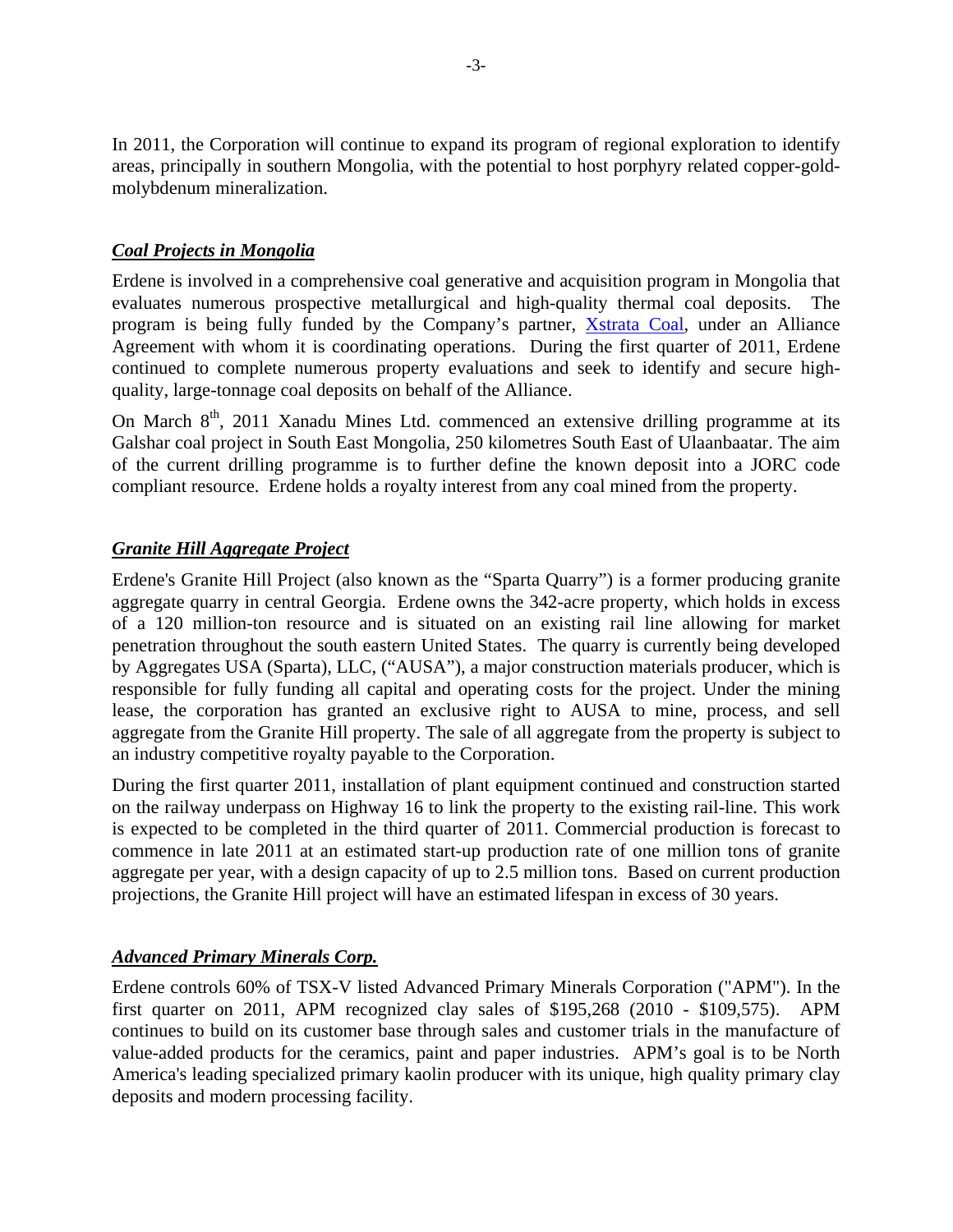In 2011, the Corporation will continue to expand its program of regional exploration to identify areas, principally in southern Mongolia, with the potential to host porphyry related copper-gold-molybdenum mineralization.

## ***Coal Projects in Mongolia***

Erdene is involved in a comprehensive coal generative and acquisition program in Mongolia that evaluates numerous prospective metallurgical and high-quality thermal coal deposits. The program is being fully funded by the Company's partner, Xstrata Coal, under an Alliance Agreement with whom it is coordinating operations. During the first quarter of 2011, Erdene continued to complete numerous property evaluations and seek to identify and secure high-quality, large-tonnage coal deposits on behalf of the Alliance.

On March 8th, 2011 Xanadu Mines Ltd. commenced an extensive drilling programme at its Galshar coal project in South East Mongolia, 250 kilometres South East of Ulaanbaatar. The aim of the current drilling programme is to further define the known deposit into a JORC code compliant resource. Erdene holds a royalty interest from any coal mined from the property.

## ***Granite Hill Aggregate Project***

Erdene's Granite Hill Project (also known as the "Sparta Quarry") is a former producing granite aggregate quarry in central Georgia. Erdene owns the 342-acre property, which holds in excess of a 120 million-ton resource and is situated on an existing rail line allowing for market penetration throughout the south eastern United States. The quarry is currently being developed by Aggregates USA (Sparta), LLC, ("AUSA"), a major construction materials producer, which is responsible for fully funding all capital and operating costs for the project. Under the mining lease, the corporation has granted an exclusive right to AUSA to mine, process, and sell aggregate from the Granite Hill property. The sale of all aggregate from the property is subject to an industry competitive royalty payable to the Corporation.

During the first quarter 2011, installation of plant equipment continued and construction started on the railway underpass on Highway 16 to link the property to the existing rail-line. This work is expected to be completed in the third quarter of 2011. Commercial production is forecast to commence in late 2011 at an estimated start-up production rate of one million tons of granite aggregate per year, with a design capacity of up to 2.5 million tons. Based on current production projections, the Granite Hill project will have an estimated lifespan in excess of 30 years.

## ***Advanced Primary Minerals Corp.***

Erdene controls 60% of TSX-V listed Advanced Primary Minerals Corporation ("APM"). In the first quarter on 2011, APM recognized clay sales of $195,268 (2010 - $109,575). APM continues to build on its customer base through sales and customer trials in the manufacture of value-added products for the ceramics, paint and paper industries. APM's goal is to be North America's leading specialized primary kaolin producer with its unique, high quality primary clay deposits and modern processing facility.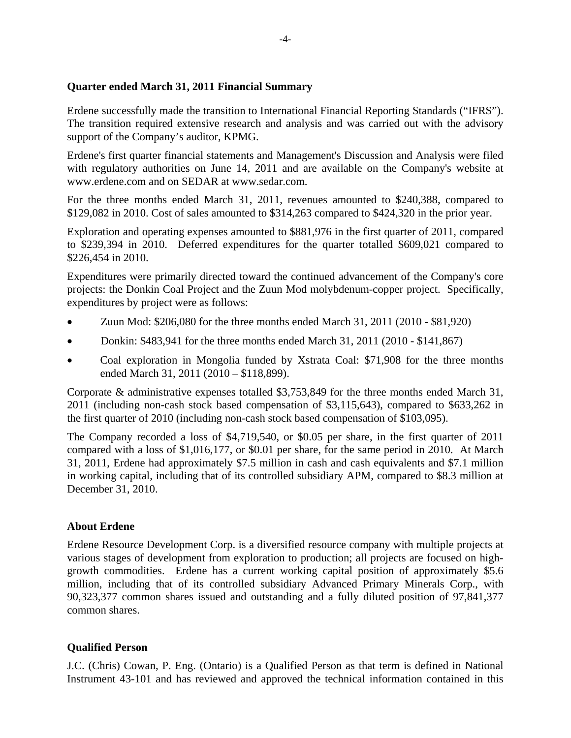## Quarter ended March 31, 2011 Financial Summary

Erdene successfully made the transition to International Financial Reporting Standards ("IFRS"). The transition required extensive research and analysis and was carried out with the advisory support of the Company's auditor, KPMG.

Erdene's first quarter financial statements and Management's Discussion and Analysis were filed with regulatory authorities on June 14, 2011 and are available on the Company's website at www.erdene.com and on SEDAR at www.sedar.com.

For the three months ended March 31, 2011, revenues amounted to $240,388, compared to $129,082 in 2010. Cost of sales amounted to $314,263 compared to $424,320 in the prior year.

Exploration and operating expenses amounted to $881,976 in the first quarter of 2011, compared to $239,394 in 2010. Deferred expenditures for the quarter totalled $609,021 compared to $226,454 in 2010.

Expenditures were primarily directed toward the continued advancement of the Company's core projects: the Donkin Coal Project and the Zuun Mod molybdenum-copper project. Specifically, expenditures by project were as follows:

- Zuun Mod: $206,080 for the three months ended March 31, 2011 (2010 - $81,920)
- Donkin: $483,941 for the three months ended March 31, 2011 (2010 - $141,867)
- Coal exploration in Mongolia funded by Xstrata Coal: $71,908 for the three months ended March 31, 2011 (2010 – $118,899).

Corporate & administrative expenses totalled $3,753,849 for the three months ended March 31, 2011 (including non-cash stock based compensation of $3,115,643), compared to $633,262 in the first quarter of 2010 (including non-cash stock based compensation of $103,095).

The Company recorded a loss of $4,719,540, or $0.05 per share, in the first quarter of 2011 compared with a loss of $1,016,177, or $0.01 per share, for the same period in 2010. At March 31, 2011, Erdene had approximately $7.5 million in cash and cash equivalents and $7.1 million in working capital, including that of its controlled subsidiary APM, compared to $8.3 million at December 31, 2010.

## About Erdene

Erdene Resource Development Corp. is a diversified resource company with multiple projects at various stages of development from exploration to production; all projects are focused on high-growth commodities. Erdene has a current working capital position of approximately $5.6 million, including that of its controlled subsidiary Advanced Primary Minerals Corp., with 90,323,377 common shares issued and outstanding and a fully diluted position of 97,841,377 common shares.

## Qualified Person

J.C. (Chris) Cowan, P. Eng. (Ontario) is a Qualified Person as that term is defined in National Instrument 43-101 and has reviewed and approved the technical information contained in this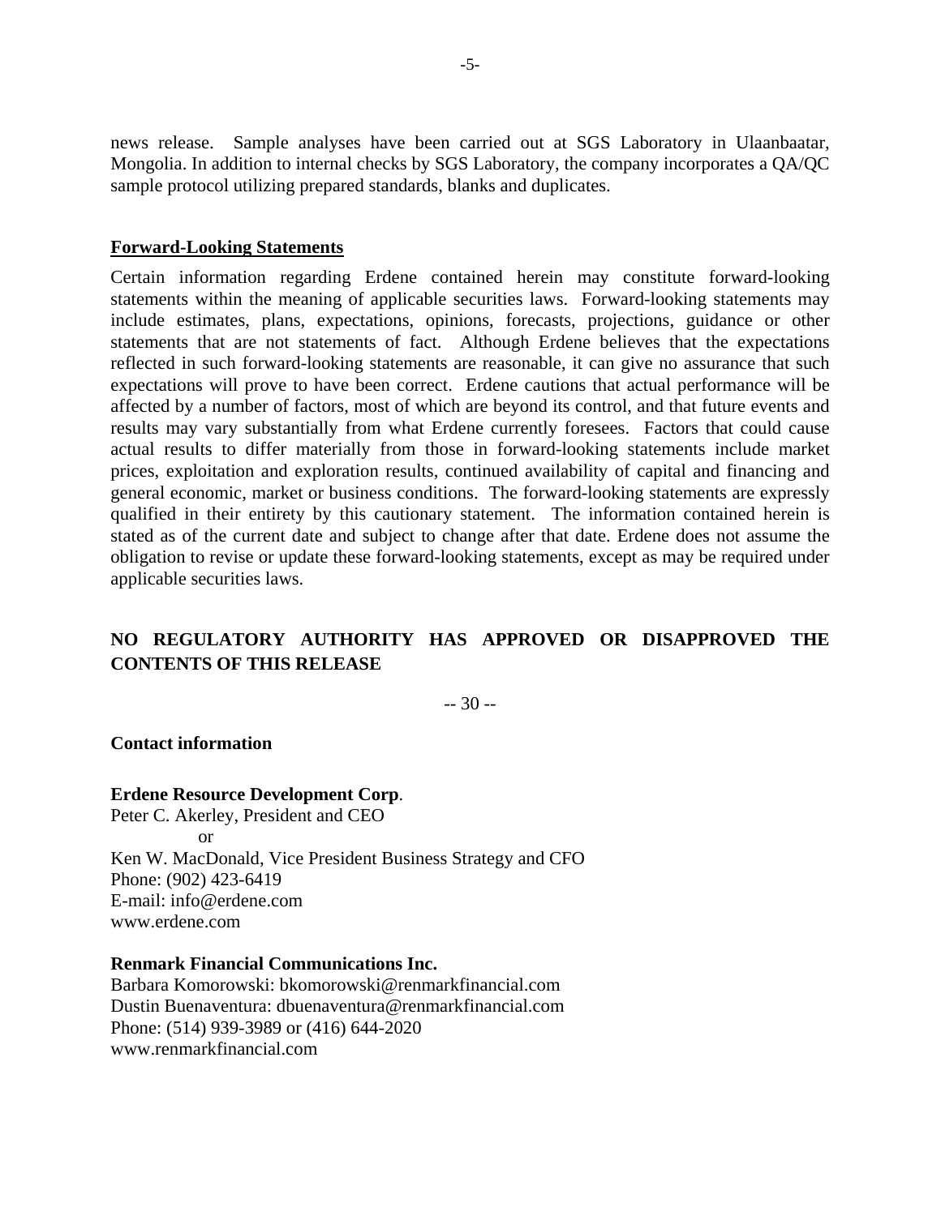news release. Sample analyses have been carried out at SGS Laboratory in Ulaanbaatar, Mongolia. In addition to internal checks by SGS Laboratory, the company incorporates a QA/QC sample protocol utilizing prepared standards, blanks and duplicates.

## Forward-Looking Statements

Certain information regarding Erdene contained herein may constitute forward-looking statements within the meaning of applicable securities laws. Forward-looking statements may include estimates, plans, expectations, opinions, forecasts, projections, guidance or other statements that are not statements of fact. Although Erdene believes that the expectations reflected in such forward-looking statements are reasonable, it can give no assurance that such expectations will prove to have been correct. Erdene cautions that actual performance will be affected by a number of factors, most of which are beyond its control, and that future events and results may vary substantially from what Erdene currently foresees. Factors that could cause actual results to differ materially from those in forward-looking statements include market prices, exploitation and exploration results, continued availability of capital and financing and general economic, market or business conditions. The forward-looking statements are expressly qualified in their entirety by this cautionary statement. The information contained herein is stated as of the current date and subject to change after that date. Erdene does not assume the obligation to revise or update these forward-looking statements, except as may be required under applicable securities laws.

**NO REGULATORY AUTHORITY HAS APPROVED OR DISAPPROVED THE CONTENTS OF THIS RELEASE**

-- 30 --

**Contact information**

**Erdene Resource Development Corp**.
Peter C. Akerley, President and CEO
or
Ken W. MacDonald, Vice President Business Strategy and CFO
Phone: (902) 423-6419
E-mail: info@erdene.com
www.erdene.com

**Renmark Financial Communications Inc.**
Barbara Komorowski: bkomorowski@renmarkfinancial.com
Dustin Buenaventura: dbuenaventura@renmarkfinancial.com
Phone: (514) 939-3989 or (416) 644-2020
www.renmarkfinancial.com